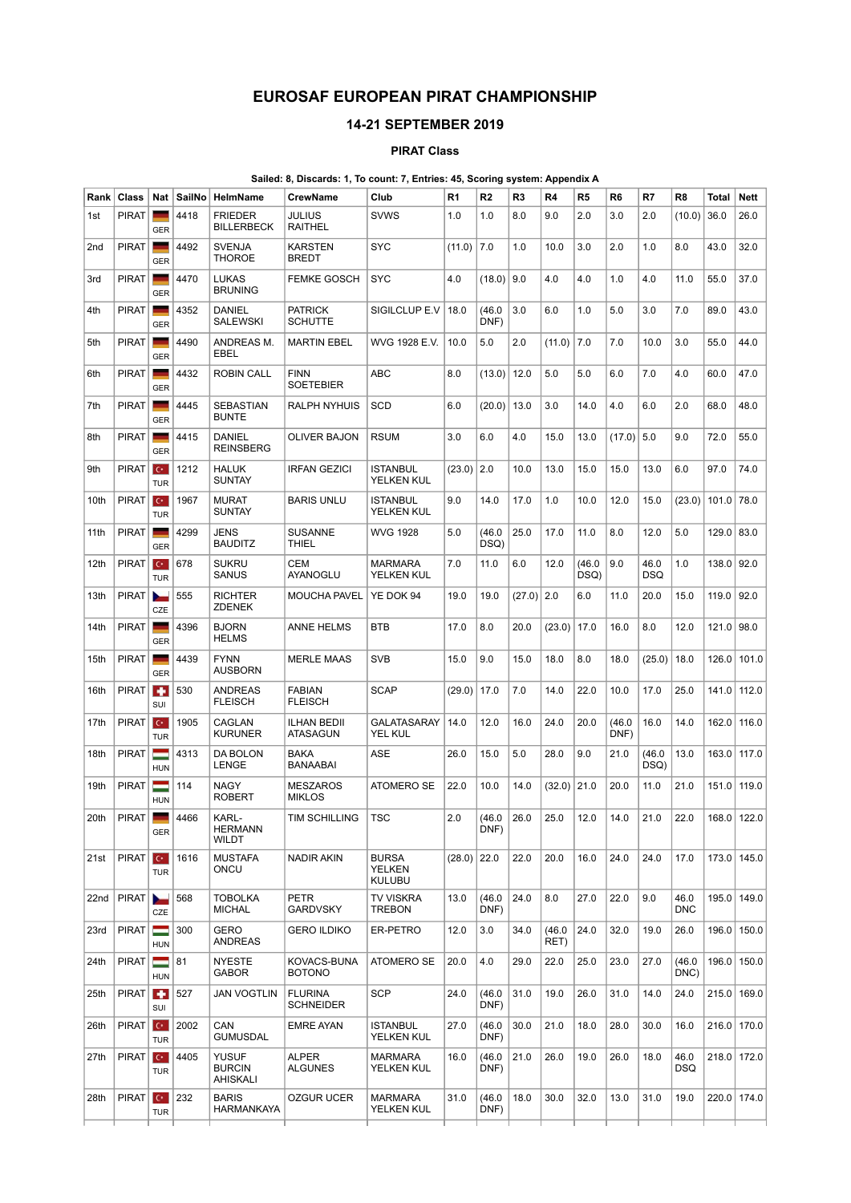# EUROSAF EUROPEAN PIRAT CHAMPIONSHIP

## 14-21 SEPTEMBER 2019

### PIRAT Class

**Sailed: 8, Discards: 1, To count: 7, Entries: 45, Scoring system: Appendix A**

| Rank | Class | Nat | SailNo | HelmName | CrewName | Club | R1 | R2 | R3 | R4 | R5 | R6 | R7 | R8 | Total | Nett |
|---|---|---|---|---|---|---|---|---|---|---|---|---|---|---|---|---|
| 1st | PIRAT | GER | 4418 | FRIEDER BILLERBECK | JULIUS RAITHEL | SVWS | 1.0 | 1.0 | 8.0 | 9.0 | 2.0 | 3.0 | 2.0 | (10.0) | 36.0 | 26.0 |
| 2nd | PIRAT | GER | 4492 | SVENJA THOROE | KARSTEN BREDT | SYC | (11.0) | 7.0 | 1.0 | 10.0 | 3.0 | 2.0 | 1.0 | 8.0 | 43.0 | 32.0 |
| 3rd | PIRAT | GER | 4470 | LUKAS BRUNING | FEMKE GOSCH | SYC | 4.0 | (18.0) | 9.0 | 4.0 | 4.0 | 1.0 | 4.0 | 11.0 | 55.0 | 37.0 |
| 4th | PIRAT | GER | 4352 | DANIEL SALEWSKI | PATRICK SCHUTTE | SIGILCLUP E.V | 18.0 | (46.0 DNF) | 3.0 | 6.0 | 1.0 | 5.0 | 3.0 | 7.0 | 89.0 | 43.0 |
| 5th | PIRAT | GER | 4490 | ANDREAS M. EBEL | MARTIN EBEL | WVG 1928 E.V. | 10.0 | 5.0 | 2.0 | (11.0) | 7.0 | 7.0 | 10.0 | 3.0 | 55.0 | 44.0 |
| 6th | PIRAT | GER | 4432 | ROBIN CALL | FINN SOETEBIER | ABC | 8.0 | (13.0) | 12.0 | 5.0 | 5.0 | 6.0 | 7.0 | 4.0 | 60.0 | 47.0 |
| 7th | PIRAT | GER | 4445 | SEBASTIAN BUNTE | RALPH NYHUIS | SCD | 6.0 | (20.0) | 13.0 | 3.0 | 14.0 | 4.0 | 6.0 | 2.0 | 68.0 | 48.0 |
| 8th | PIRAT | GER | 4415 | DANIEL REINSBERG | OLIVER BAJON | RSUM | 3.0 | 6.0 | 4.0 | 15.0 | 13.0 | (17.0) | 5.0 | 9.0 | 72.0 | 55.0 |
| 9th | PIRAT | TUR | 1212 | HALUK SUNTAY | IRFAN GEZICI | ISTANBUL YELKEN KUL | (23.0) | 2.0 | 10.0 | 13.0 | 15.0 | 15.0 | 13.0 | 6.0 | 97.0 | 74.0 |
| 10th | PIRAT | TUR | 1967 | MURAT SUNTAY | BARIS UNLU | ISTANBUL YELKEN KUL | 9.0 | 14.0 | 17.0 | 1.0 | 10.0 | 12.0 | 15.0 | (23.0) | 101.0 | 78.0 |
| 11th | PIRAT | GER | 4299 | JENS BAUDITZ | SUSANNE THIEL | WVG 1928 | 5.0 | (46.0 DSQ) | 25.0 | 17.0 | 11.0 | 8.0 | 12.0 | 5.0 | 129.0 | 83.0 |
| 12th | PIRAT | TUR | 678 | SUKRU SANUS | CEM AYANOGLU | MARMARA YELKEN KUL | 7.0 | 11.0 | 6.0 | 12.0 | (46.0 DSQ) | 9.0 | 46.0 DSQ | 1.0 | 138.0 | 92.0 |
| 13th | PIRAT | CZE | 555 | RICHTER ZDENEK | MOUCHA PAVEL | YE DOK 94 | 19.0 | 19.0 | (27.0) | 2.0 | 6.0 | 11.0 | 20.0 | 15.0 | 119.0 | 92.0 |
| 14th | PIRAT | GER | 4396 | BJORN HELMS | ANNE HELMS | BTB | 17.0 | 8.0 | 20.0 | (23.0) | 17.0 | 16.0 | 8.0 | 12.0 | 121.0 | 98.0 |
| 15th | PIRAT | GER | 4439 | FYNN AUSBORN | MERLE MAAS | SVB | 15.0 | 9.0 | 15.0 | 18.0 | 8.0 | 18.0 | (25.0) | 18.0 | 126.0 | 101.0 |
| 16th | PIRAT | SUI | 530 | ANDREAS FLEISCH | FABIAN FLEISCH | SCAP | (29.0) | 17.0 | 7.0 | 14.0 | 22.0 | 10.0 | 17.0 | 25.0 | 141.0 | 112.0 |
| 17th | PIRAT | TUR | 1905 | CAGLAN KURUNER | ILHAN BEDII ATASAGUN | GALATASARAY YEL KUL | 14.0 | 12.0 | 16.0 | 24.0 | 20.0 | (46.0 DNF) | 16.0 | 14.0 | 162.0 | 116.0 |
| 18th | PIRAT | HUN | 4313 | DA BOLON LENGE | BAKA BANAABAI | ASE | 26.0 | 15.0 | 5.0 | 28.0 | 9.0 | 21.0 | (46.0 DSQ) | 13.0 | 163.0 | 117.0 |
| 19th | PIRAT | HUN | 114 | NAGY ROBERT | MESZAROS MIKLOS | ATOMERO SE | 22.0 | 10.0 | 14.0 | (32.0) | 21.0 | 20.0 | 11.0 | 21.0 | 151.0 | 119.0 |
| 20th | PIRAT | GER | 4466 | KARL-HERMANN WILDT | TIM SCHILLING | TSC | 2.0 | (46.0 DNF) | 26.0 | 25.0 | 12.0 | 14.0 | 21.0 | 22.0 | 168.0 | 122.0 |
| 21st | PIRAT | TUR | 1616 | MUSTAFA ONCU | NADIR AKIN | BURSA YELKEN KULUBU | (28.0) | 22.0 | 22.0 | 20.0 | 16.0 | 24.0 | 24.0 | 17.0 | 173.0 | 145.0 |
| 22nd | PIRAT | CZE | 568 | TOBOLKA MICHAL | PETR GARDVSKY | TV VISKRA TREBON | 13.0 | (46.0 DNF) | 24.0 | 8.0 | 27.0 | 22.0 | 9.0 | 46.0 DNC | 195.0 | 149.0 |
| 23rd | PIRAT | HUN | 300 | GERO ANDREAS | GERO ILDIKO | ER-PETRO | 12.0 | 3.0 | 34.0 | (46.0 RET) | 24.0 | 32.0 | 19.0 | 26.0 | 196.0 | 150.0 |
| 24th | PIRAT | HUN | 81 | NYESTE GABOR | KOVACS-BUNA BOTONO | ATOMERO SE | 20.0 | 4.0 | 29.0 | 22.0 | 25.0 | 23.0 | 27.0 | (46.0 DNC) | 196.0 | 150.0 |
| 25th | PIRAT | SUI | 527 | JAN VOGTLIN | FLURINA SCHNEIDER | SCP | 24.0 | (46.0 DNF) | 31.0 | 19.0 | 26.0 | 31.0 | 14.0 | 24.0 | 215.0 | 169.0 |
| 26th | PIRAT | TUR | 2002 | CAN GUMUSDAL | EMRE AYAN | ISTANBUL YELKEN KUL | 27.0 | (46.0 DNF) | 30.0 | 21.0 | 18.0 | 28.0 | 30.0 | 16.0 | 216.0 | 170.0 |
| 27th | PIRAT | TUR | 4405 | YUSUF BURCIN AHISKALI | ALPER ALGUNES | MARMARA YELKEN KUL | 16.0 | (46.0 DNF) | 21.0 | 26.0 | 19.0 | 26.0 | 18.0 | 46.0 DSQ | 218.0 | 172.0 |
| 28th | PIRAT | TUR | 232 | BARIS HARMANKAYA | OZGUR UCER | MARMARA YELKEN KUL | 31.0 | (46.0 DNF) | 18.0 | 30.0 | 32.0 | 13.0 | 31.0 | 19.0 | 220.0 | 174.0 |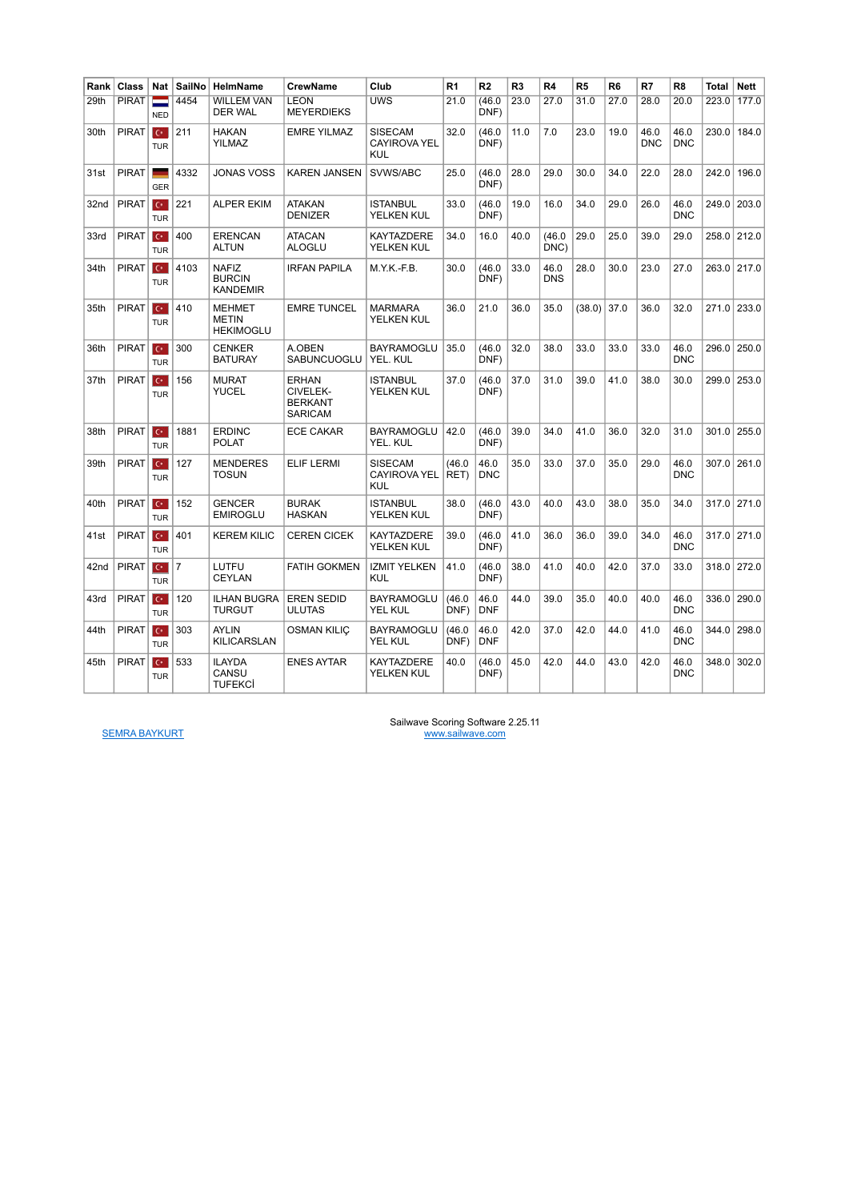| Rank | Class | Nat | SailNo | HelmName | CrewName | Club | R1 | R2 | R3 | R4 | R5 | R6 | R7 | R8 | Total | Nett |
|---|---|---|---|---|---|---|---|---|---|---|---|---|---|---|---|---|
| 29th | PIRAT | NED | 4454 | WILLEM VAN DER WAL | LEON MEYERDIEKS | UWS | 21.0 | (46.0 DNF) | 23.0 | 27.0 | 31.0 | 27.0 | 28.0 | 20.0 | 223.0 | 177.0 |
| 30th | PIRAT | TUR | 211 | HAKAN YILMAZ | EMRE YILMAZ | SISECAM CAYIROVA YEL KUL | 32.0 | (46.0 DNF) | 11.0 | 7.0 | 23.0 | 19.0 | 46.0 DNC | 46.0 DNC | 230.0 | 184.0 |
| 31st | PIRAT | GER | 4332 | JONAS VOSS | KAREN JANSEN | SVWS/ABC | 25.0 | (46.0 DNF) | 28.0 | 29.0 | 30.0 | 34.0 | 22.0 | 28.0 | 242.0 | 196.0 |
| 32nd | PIRAT | TUR | 221 | ALPER EKIM | ATAKAN DENIZER | ISTANBUL YELKEN KUL | 33.0 | (46.0 DNF) | 19.0 | 16.0 | 34.0 | 29.0 | 26.0 | 46.0 DNC | 249.0 | 203.0 |
| 33rd | PIRAT | TUR | 400 | ERENCAN ALTUN | ATACAN ALOGLU | KAYTAZDERE YELKEN KUL | 34.0 | 16.0 | 40.0 | (46.0 DNC) | 29.0 | 25.0 | 39.0 | 29.0 | 258.0 | 212.0 |
| 34th | PIRAT | TUR | 4103 | NAFIZ BURCIN KANDEMIR | IRFAN PAPILA | M.Y.K.-F.B. | 30.0 | (46.0 DNF) | 33.0 | 46.0 DNS | 28.0 | 30.0 | 23.0 | 27.0 | 263.0 | 217.0 |
| 35th | PIRAT | TUR | 410 | MEHMET METIN HEKIMOGLU | EMRE TUNCEL | MARMARA YELKEN KUL | 36.0 | 21.0 | 36.0 | 35.0 | (38.0) | 37.0 | 36.0 | 32.0 | 271.0 | 233.0 |
| 36th | PIRAT | TUR | 300 | CENKER BATURAY | A.OBEN SABUNCUOGLU | BAYRAMOGLU YEL. KUL | 35.0 | (46.0 DNF) | 32.0 | 38.0 | 33.0 | 33.0 | 33.0 | 46.0 DNC | 296.0 | 250.0 |
| 37th | PIRAT | TUR | 156 | MURAT YUCEL | ERHAN CIVELEK-BERKANT SARICAM | ISTANBUL YELKEN KUL | 37.0 | (46.0 DNF) | 37.0 | 31.0 | 39.0 | 41.0 | 38.0 | 30.0 | 299.0 | 253.0 |
| 38th | PIRAT | TUR | 1881 | ERDINC POLAT | ECE CAKAR | BAYRAMOGLU YEL. KUL | 42.0 | (46.0 DNF) | 39.0 | 34.0 | 41.0 | 36.0 | 32.0 | 31.0 | 301.0 | 255.0 |
| 39th | PIRAT | TUR | 127 | MENDERES TOSUN | ELIF LERMI | SISECAM CAYIROVA YEL KUL | (46.0 RET) | 46.0 DNC | 35.0 | 33.0 | 37.0 | 35.0 | 29.0 | 46.0 DNC | 307.0 | 261.0 |
| 40th | PIRAT | TUR | 152 | GENCER EMIROGLU | BURAK HASKAN | ISTANBUL YELKEN KUL | 38.0 | (46.0 DNF) | 43.0 | 40.0 | 43.0 | 38.0 | 35.0 | 34.0 | 317.0 | 271.0 |
| 41st | PIRAT | TUR | 401 | KEREM KILIC | CEREN CICEK | KAYTAZDERE YELKEN KUL | 39.0 | (46.0 DNF) | 41.0 | 36.0 | 36.0 | 39.0 | 34.0 | 46.0 DNC | 317.0 | 271.0 |
| 42nd | PIRAT | TUR | 7 | LUTFU CEYLAN | FATIH GOKMEN | IZMIT YELKEN KUL | 41.0 | (46.0 DNF) | 38.0 | 41.0 | 40.0 | 42.0 | 37.0 | 33.0 | 318.0 | 272.0 |
| 43rd | PIRAT | TUR | 120 | ILHAN BUGRA TURGUT | EREN SEDID ULUTAS | BAYRAMOGLU YEL KUL | (46.0 DNF) | 46.0 DNF | 44.0 | 39.0 | 35.0 | 40.0 | 40.0 | 46.0 DNC | 336.0 | 290.0 |
| 44th | PIRAT | TUR | 303 | AYLIN KILICARSLAN | OSMAN KILIÇ | BAYRAMOGLU YEL KUL | (46.0 DNF) | 46.0 DNF | 42.0 | 37.0 | 42.0 | 44.0 | 41.0 | 46.0 DNC | 344.0 | 298.0 |
| 45th | PIRAT | TUR | 533 | ILAYDA CANSU TUFEKCİ | ENES AYTAR | KAYTAZDERE YELKEN KUL | 40.0 | (46.0 DNF) | 45.0 | 42.0 | 44.0 | 43.0 | 42.0 | 46.0 DNC | 348.0 | 302.0 |

SEMRA BAYKURT

Sailwave Scoring Software 2.25.11
www.sailwave.com